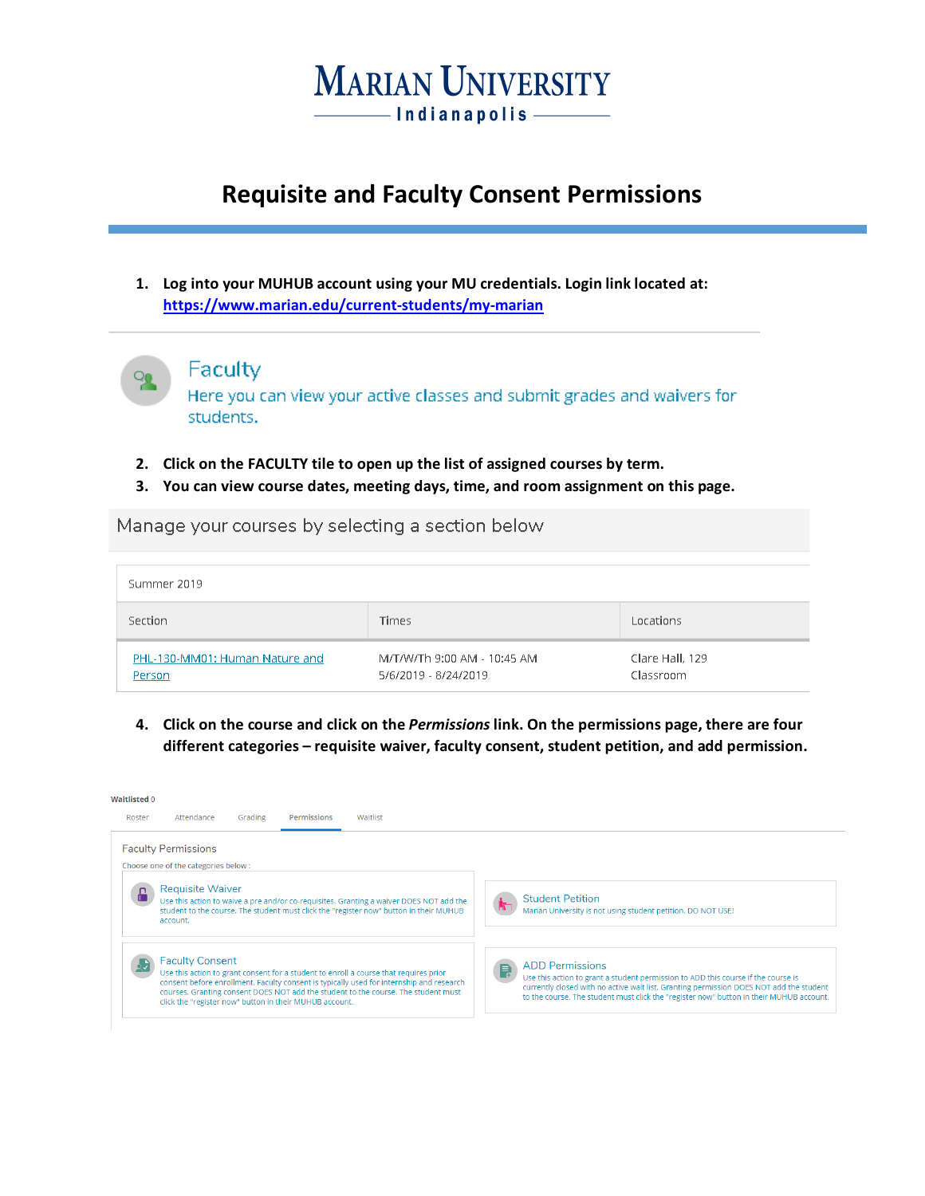# Marian University

Indianapolis

## Requisite and Faculty Consent Permissions

1. **Log into your MUHUB account using your MU credentials. Login link located at: [https://www.marian.edu/current-students/my-marian](https://www.marian.edu/current-students/my-marian)**

**Faculty**

Here you can view your active classes and submit grades and waivers for students.

2. **Click on the FACULTY tile to open up the list of assigned courses by term.**
3. **You can view course dates, meeting days, time, and room assignment on this page.**

Manage your courses by selecting a section below

Summer 2019

| Section | Times | Locations |
|---|---|---|
| PHL-130-MM01: Human Nature and Person | M/T/W/Th 9:00 AM - 10:45 AM<br>5/6/2019 - 8/24/2019 | Clare Hall, 129<br>Classroom |

4. **Click on the course and click on the *Permissions* link. On the permissions page, there are four different categories – requisite waiver, faculty consent, student petition, and add permission.**

Waitlisted 0

Roster | Attendance | Grading | Permissions | Waitlist

Faculty Permissions

Choose one of the categories below :

**Requisite Waiver**
Use this action to waive a pre and/or co-requisites. Granting a waiver DOES NOT add the student to the course. The student must click the "register now" button in their MUHUB account.

**Student Petition**
Marian University is not using student petition. DO NOT USE!

**Faculty Consent**
Use this action to grant consent for a student to enroll a course that requires prior consent before enrollment. Faculty consent is typically used for internship and research courses. Granting consent DOES NOT add the student to the course. The student must click the "register now" button in their MUHUB account.

**ADD Permissions**
Use this action to grant a student permission to ADD this course if the course is currently closed with no active wait list. Granting permission DOES NOT add the student to the course. The student must click the "register now" button in their MUHUB account.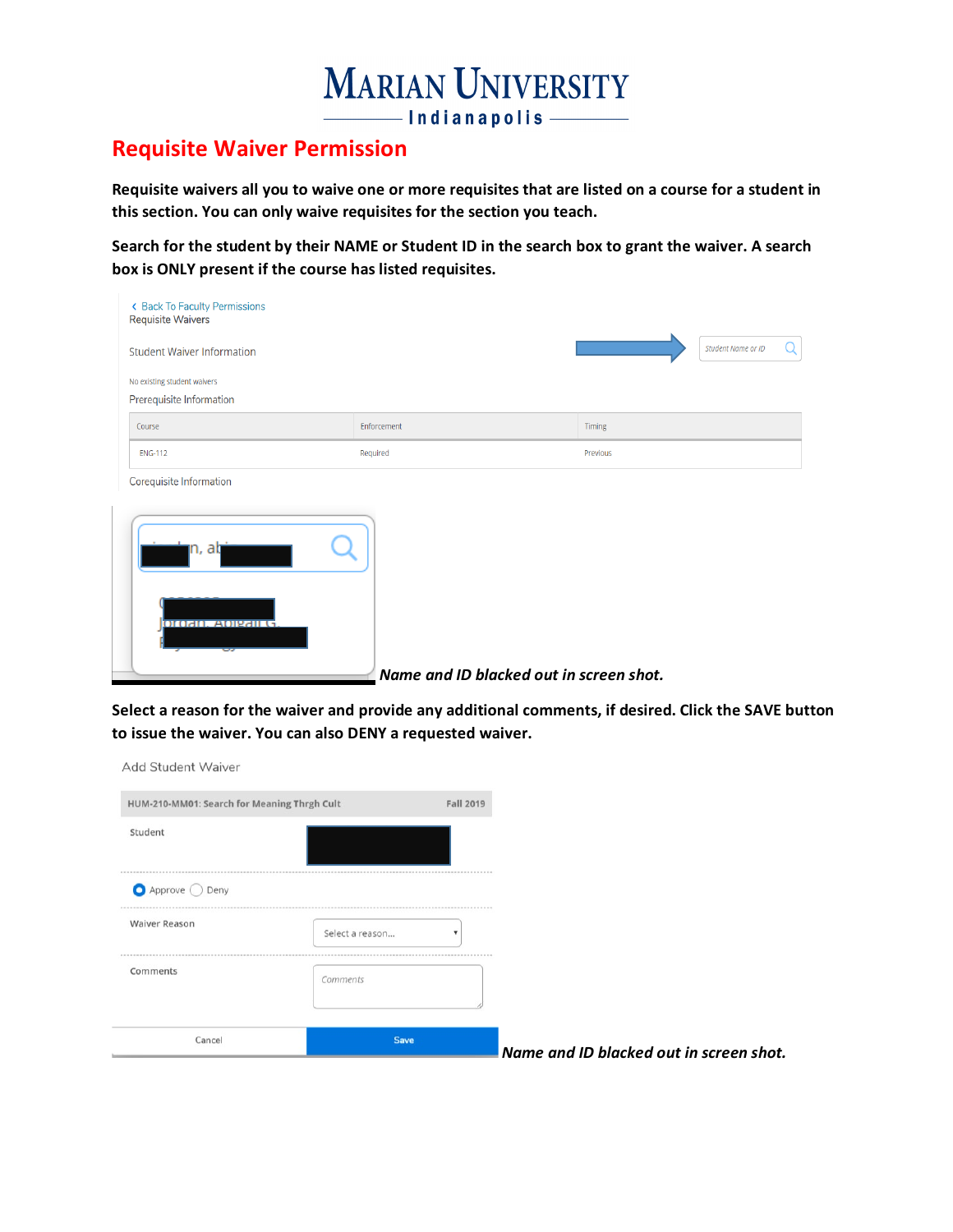# Requisite Waiver Permission

**Requisite waivers all you to waive one or more requisites that are listed on a course for a student in this section. You can only waive requisites for the section you teach.**

**Search for the student by their NAME or Student ID in the search box to grant the waiver. A search box is ONLY present if the course has listed requisites.**

‹ Back To Faculty Permissions
Requisite Waivers

Student Waiver Information

Student Name or ID

No existing student waivers

Prerequisite Information

| Course | Enforcement | Timing |
| --- | --- | --- |
| ENG-112 | Required | Previous |

Corequisite Information

***Name and ID blacked out in screen shot.***

**Select a reason for the waiver and provide any additional comments, if desired. Click the SAVE button to issue the waiver. You can also DENY a requested waiver.**

Add Student Waiver

HUM-210-MM01: Search for Meaning Thrgh Cult — Fall 2019

Student

Approve / Deny

Waiver Reason: Select a reason...

Comments

Cancel | Save

***Name and ID blacked out in screen shot.***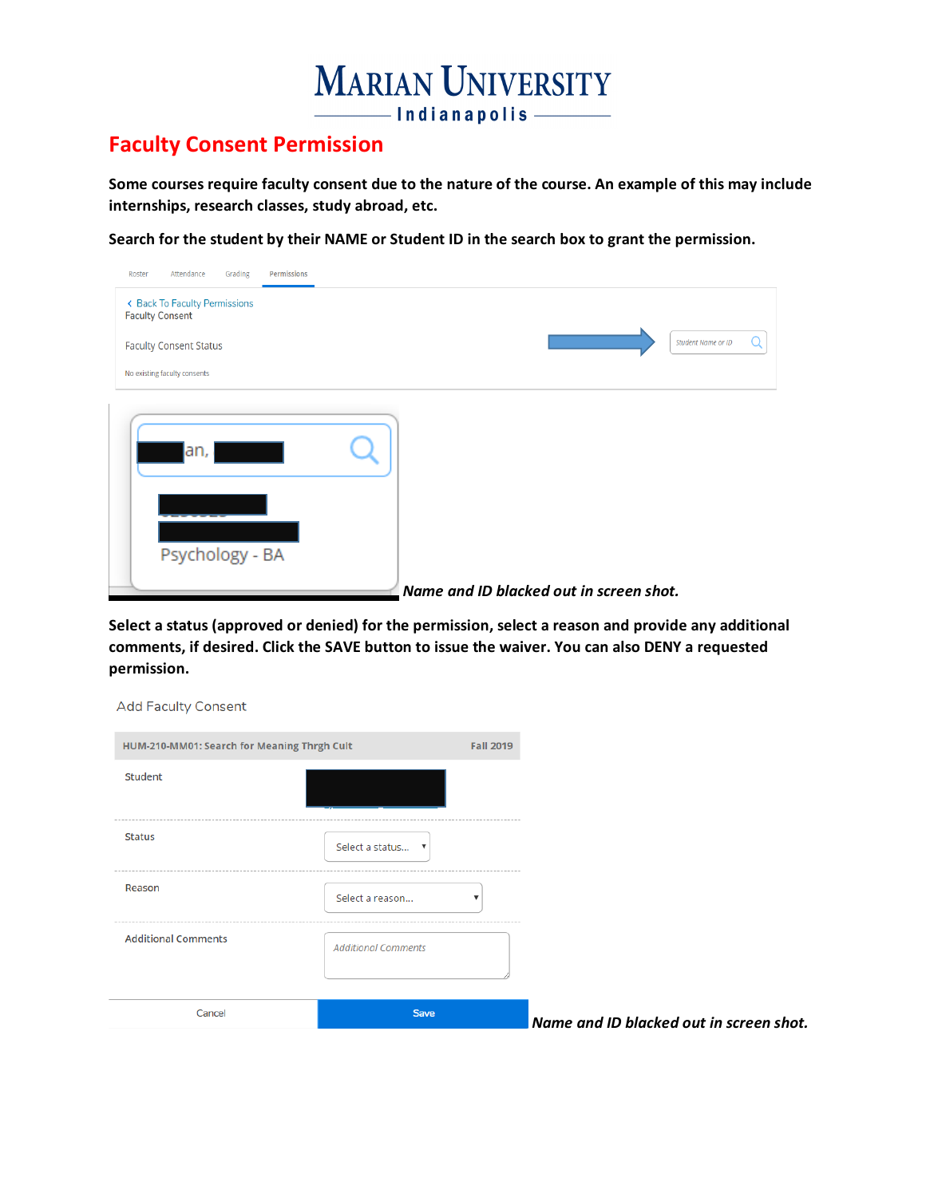# Faculty Consent Permission

**Some courses require faculty consent due to the nature of the course. An example of this may include internships, research classes, study abroad, etc.**

**Search for the student by their NAME or Student ID in the search box to grant the permission.**

*Name and ID blacked out in screen shot.*

**Select a status (approved or denied) for the permission, select a reason and provide any additional comments, if desired. Click the SAVE button to issue the waiver. You can also DENY a requested permission.**

*Name and ID blacked out in screen shot.*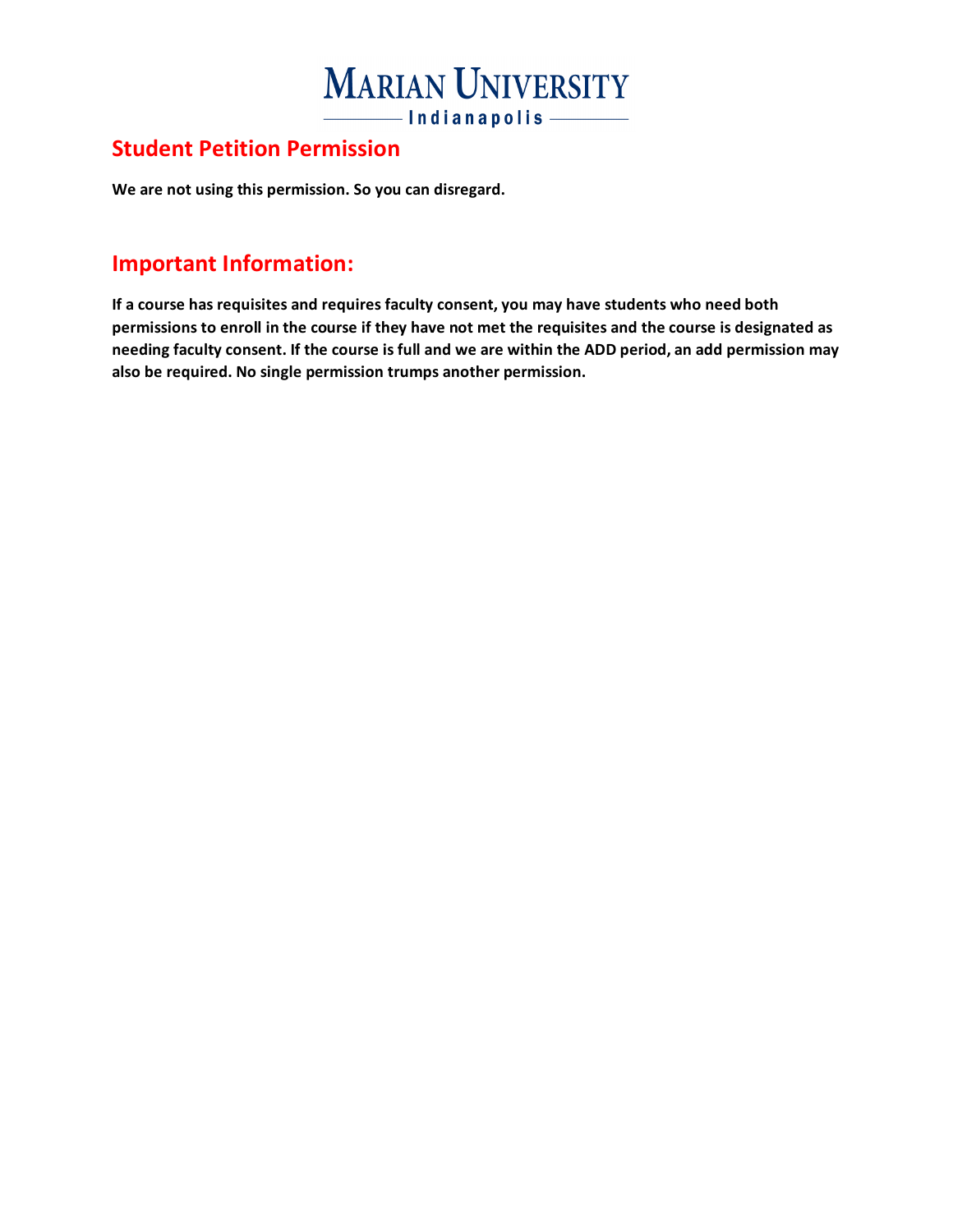# Marian University
## Indianapolis

## Student Petition Permission

**We are not using this permission. So you can disregard.**

## Important Information:

**If a course has requisites and requires faculty consent, you may have students who need both permissions to enroll in the course if they have not met the requisites and the course is designated as needing faculty consent. If the course is full and we are within the ADD period, an add permission may also be required. No single permission trumps another permission.**